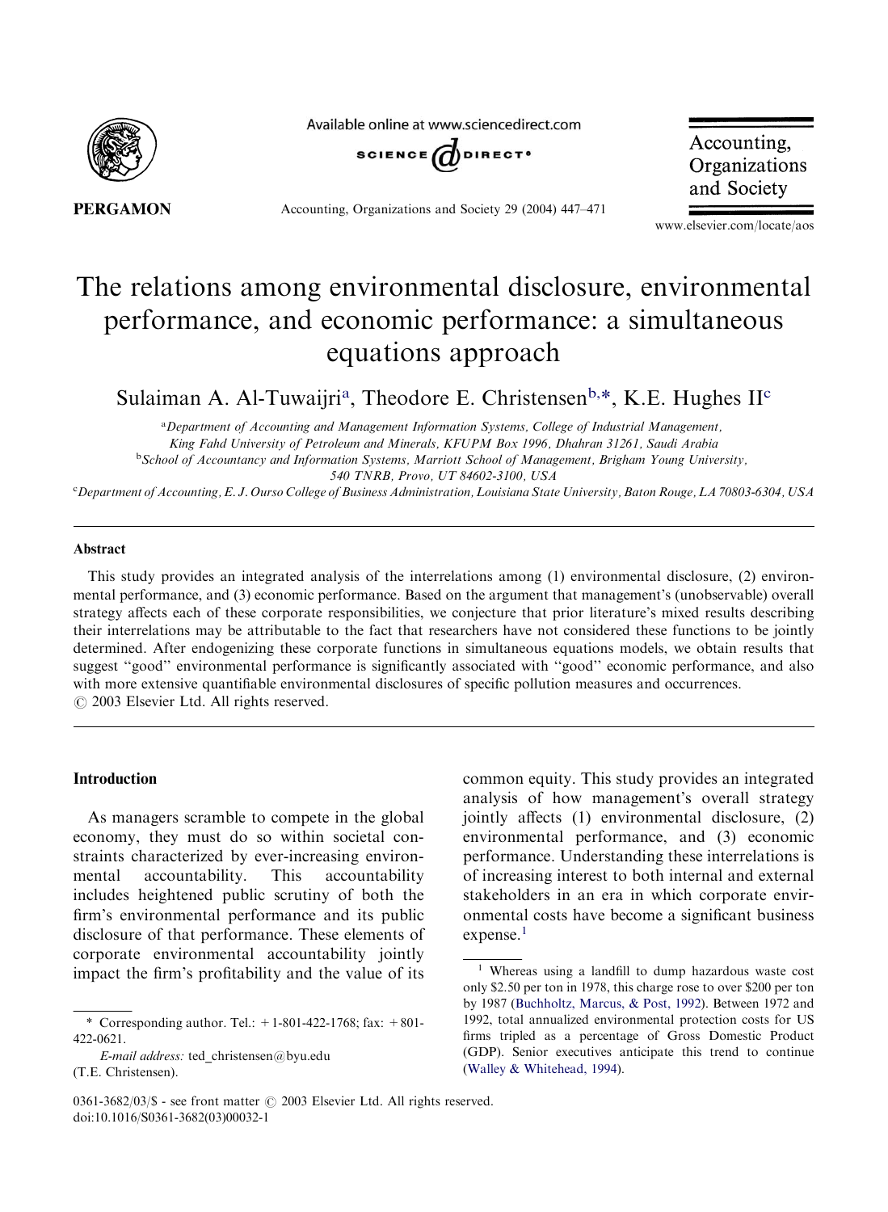# The relations among environmental disclosure, environmental performance, and economic performance: a simultaneous equations approach

Sulaiman A. Al-Tuwaijri[a], Theodore E. Christensen[b,*], K.E. Hughes II[c]

[a]Department of Accounting and Management Information Systems, College of Industrial Management, King Fahd University of Petroleum and Minerals, KFUPM Box 1996, Dhahran 31261, Saudi Arabia

[b]School of Accountancy and Information Systems, Marriott School of Management, Brigham Young University, 540 TNRB, Provo, UT 84602-3100, USA

[c]Department of Accounting, E. J. Ourso College of Business Administration, Louisiana State University, Baton Rouge, LA 70803-6304, USA

## Abstract

This study provides an integrated analysis of the interrelations among (1) environmental disclosure, (2) environmental performance, and (3) economic performance. Based on the argument that management's (unobservable) overall strategy affects each of these corporate responsibilities, we conjecture that prior literature's mixed results describing their interrelations may be attributable to the fact that researchers have not considered these functions to be jointly determined. After endogenizing these corporate functions in simultaneous equations models, we obtain results that suggest "good" environmental performance is significantly associated with "good" economic performance, and also with more extensive quantifiable environmental disclosures of specific pollution measures and occurrences.

© 2003 Elsevier Ltd. All rights reserved.

## Introduction

As managers scramble to compete in the global economy, they must do so within societal constraints characterized by ever-increasing environmental accountability. This accountability includes heightened public scrutiny of both the firm's environmental performance and its public disclosure of that performance. These elements of corporate environmental accountability jointly impact the firm's profitability and the value of its common equity. This study provides an integrated analysis of how management's overall strategy jointly affects (1) environmental disclosure, (2) environmental performance, and (3) economic performance. Understanding these interrelations is of increasing interest to both internal and external stakeholders in an era in which corporate environmental costs have become a significant business expense.[1]

[1] Whereas using a landfill to dump hazardous waste cost only \$2.50 per ton in 1978, this charge rose to over \$200 per ton by 1987 (Buchholtz, Marcus, & Post, 1992). Between 1972 and 1992, total annualized environmental protection costs for US firms tripled as a percentage of Gross Domestic Product (GDP). Senior executives anticipate this trend to continue (Walley & Whitehead, 1994).

\* Corresponding author. Tel.: +1-801-422-1768; fax: +801-422-0621.

*E-mail address:* ted_christensen@byu.edu (T.E. Christensen).

0361-3682/03/\$ - see front matter © 2003 Elsevier Ltd. All rights reserved.
doi:10.1016/S0361-3682(03)00032-1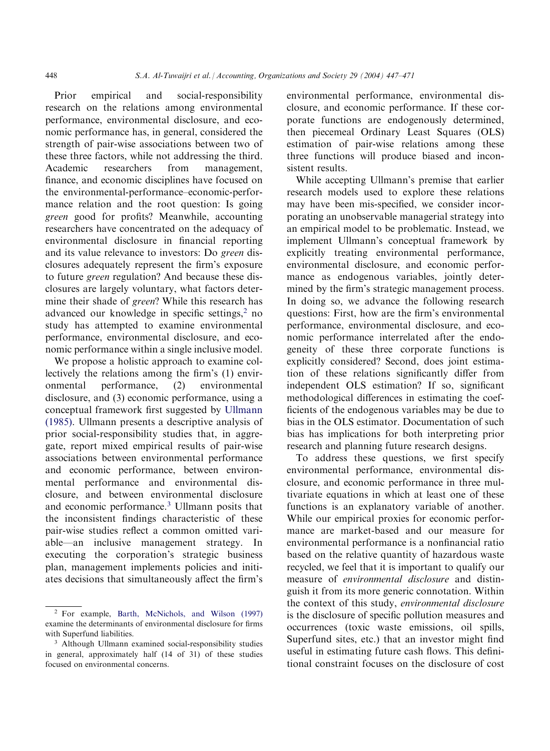Prior empirical and social-responsibility research on the relations among environmental performance, environmental disclosure, and economic performance has, in general, considered the strength of pair-wise associations between two of these three factors, while not addressing the third. Academic researchers from management, finance, and economic disciplines have focused on the environmental-performance–economic-performance relation and the root question: Is going *green* good for profits? Meanwhile, accounting researchers have concentrated on the adequacy of environmental disclosure in financial reporting and its value relevance to investors: Do *green* disclosures adequately represent the firm's exposure to future *green* regulation? And because these disclosures are largely voluntary, what factors determine their shade of *green*? While this research has advanced our knowledge in specific settings,[2] no study has attempted to examine environmental performance, environmental disclosure, and economic performance within a single inclusive model.

We propose a holistic approach to examine collectively the relations among the firm's (1) environmental performance, (2) environmental disclosure, and (3) economic performance, using a conceptual framework first suggested by Ullmann (1985). Ullmann presents a descriptive analysis of prior social-responsibility studies that, in aggregate, report mixed empirical results of pair-wise associations between environmental performance and economic performance, between environmental performance and environmental disclosure, and between environmental disclosure and economic performance.[3] Ullmann posits that the inconsistent findings characteristic of these pair-wise studies reflect a common omitted variable—an inclusive management strategy. In executing the corporation's strategic business plan, management implements policies and initiates decisions that simultaneously affect the firm's environmental performance, environmental disclosure, and economic performance. If these corporate functions are endogenously determined, then piecemeal Ordinary Least Squares (OLS) estimation of pair-wise relations among these three functions will produce biased and inconsistent results.

While accepting Ullmann's premise that earlier research models used to explore these relations may have been mis-specified, we consider incorporating an unobservable managerial strategy into an empirical model to be problematic. Instead, we implement Ullmann's conceptual framework by explicitly treating environmental performance, environmental disclosure, and economic performance as endogenous variables, jointly determined by the firm's strategic management process. In doing so, we advance the following research questions: First, how are the firm's environmental performance, environmental disclosure, and economic performance interrelated after the endogeneity of these three corporate functions is explicitly considered? Second, does joint estimation of these relations significantly differ from independent OLS estimation? If so, significant methodological differences in estimating the coefficients of the endogenous variables may be due to bias in the OLS estimator. Documentation of such bias has implications for both interpreting prior research and planning future research designs.

To address these questions, we first specify environmental performance, environmental disclosure, and economic performance in three multivariate equations in which at least one of these functions is an explanatory variable of another. While our empirical proxies for economic performance are market-based and our measure for environmental performance is a nonfinancial ratio based on the relative quantity of hazardous waste recycled, we feel that it is important to qualify our measure of *environmental disclosure* and distinguish it from its more generic connotation. Within the context of this study, *environmental disclosure* is the disclosure of specific pollution measures and occurrences (toxic waste emissions, oil spills, Superfund sites, etc.) that an investor might find useful in estimating future cash flows. This definitional constraint focuses on the disclosure of cost

[2] For example, Barth, McNichols, and Wilson (1997) examine the determinants of environmental disclosure for firms with Superfund liabilities.

[3] Although Ullmann examined social-responsibility studies in general, approximately half (14 of 31) of these studies focused on environmental concerns.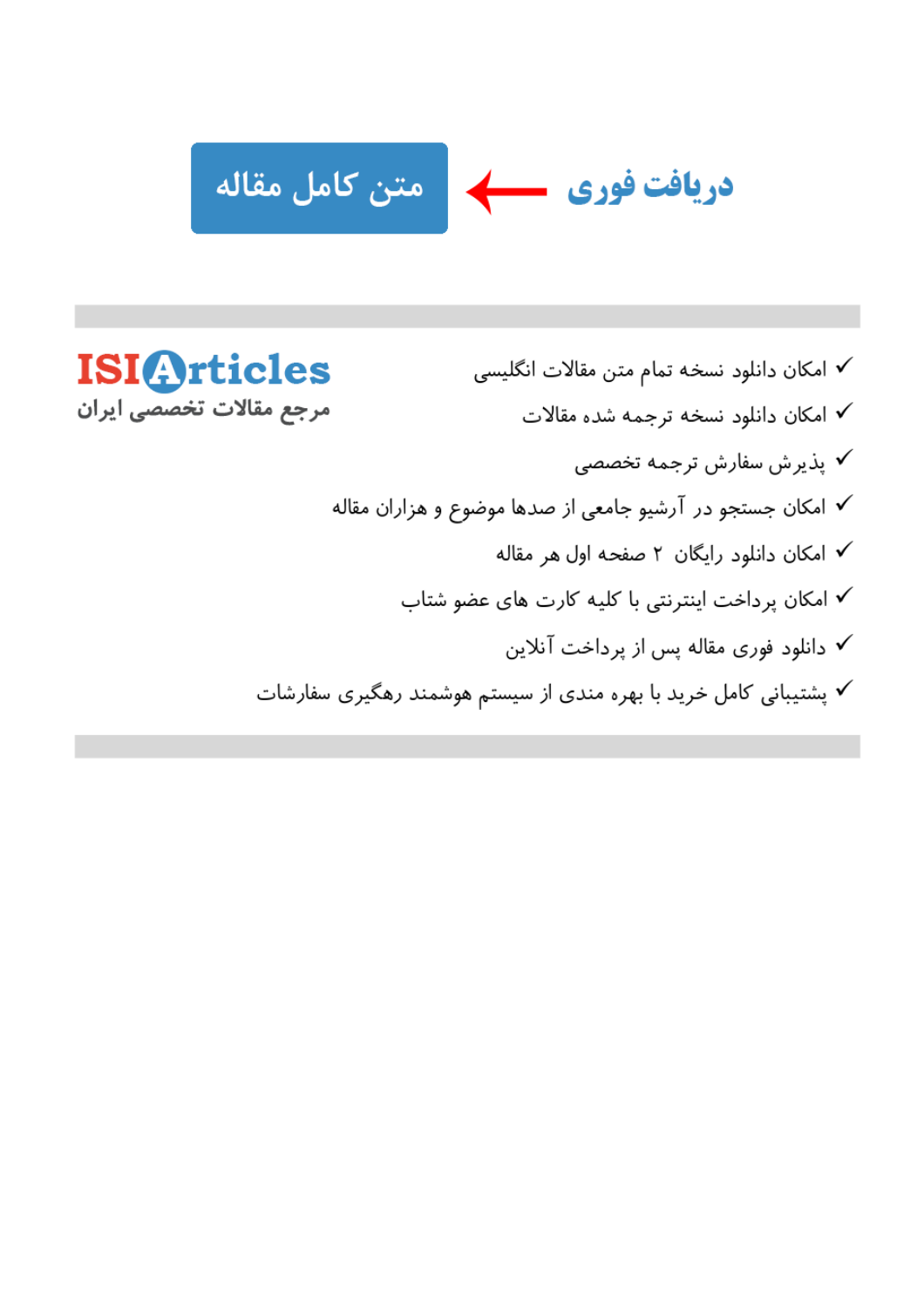دریافت فوری ← متن کامل مقاله

**ISIArticles**
مرجع مقالات تخصصی ایران

- ✓ امکان دانلود نسخه تمام متن مقالات انگلیسی
- ✓ امکان دانلود نسخه ترجمه شده مقالات
- ✓ پذیرش سفارش ترجمه تخصصی
- ✓ امکان جستجو در آرشیو جامعی از صدها موضوع و هزاران مقاله
- ✓ امکان دانلود رایگان ۲ صفحه اول هر مقاله
- ✓ امکان پرداخت اینترنتی با کلیه کارت های عضو شتاب
- ✓ دانلود فوری مقاله پس از پرداخت آنلاین
- ✓ پشتیبانی کامل خرید با بهره مندی از سیستم هوشمند رهگیری سفارشات